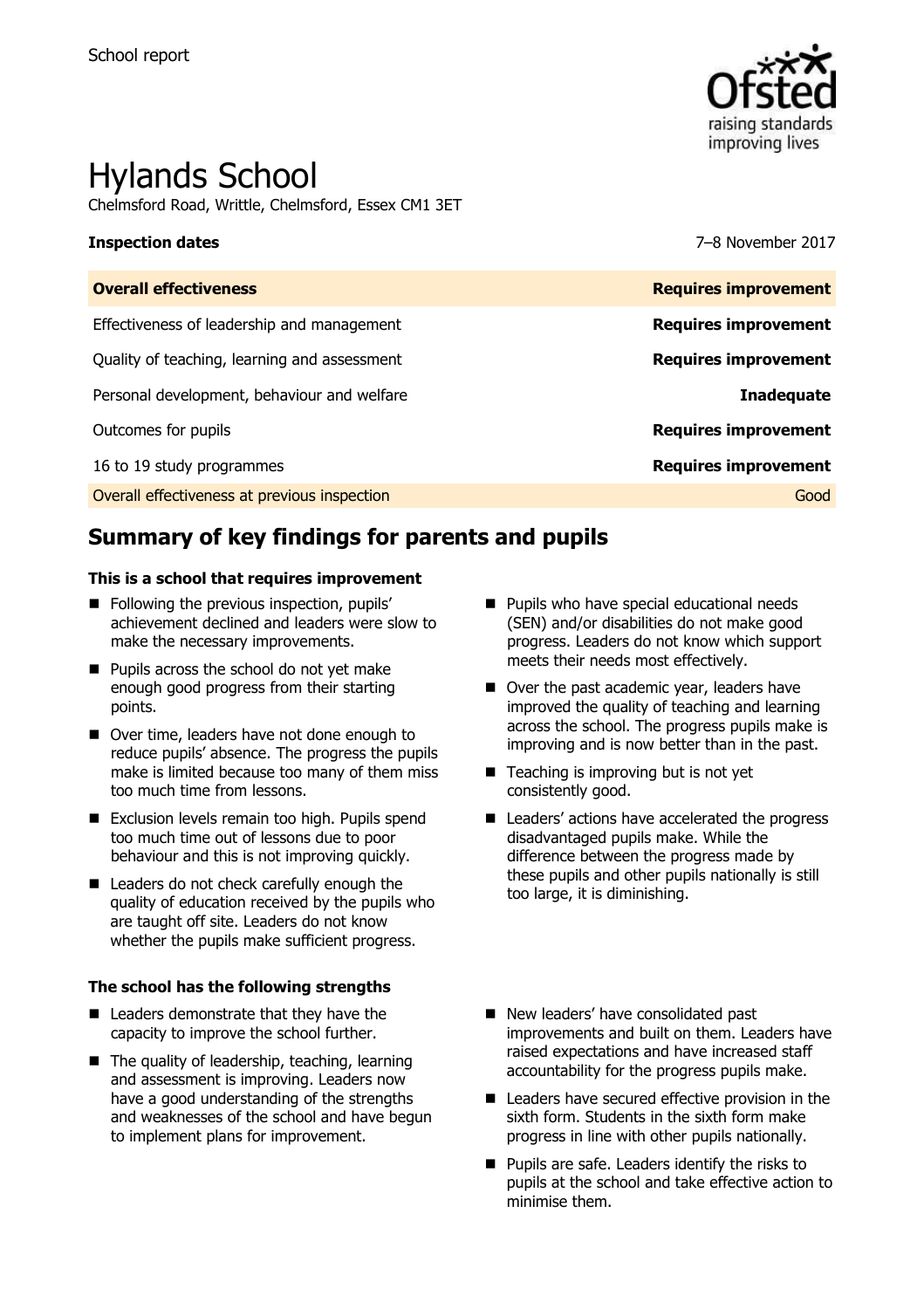School report

# Hylands School

Chelmsford Road, Writtle, Chelmsford, Essex CM1 3ET

**Inspection dates** 7–8 November 2017

| **Overall effectiveness** | **Requires improvement** |
| --- | --- |
| Effectiveness of leadership and management | **Requires improvement** |
| Quality of teaching, learning and assessment | **Requires improvement** |
| Personal development, behaviour and welfare | **Inadequate** |
| Outcomes for pupils | **Requires improvement** |
| 16 to 19 study programmes | **Requires improvement** |
| Overall effectiveness at previous inspection | Good |

## Summary of key findings for parents and pupils

### This is a school that requires improvement

- Following the previous inspection, pupils' achievement declined and leaders were slow to make the necessary improvements.
- Pupils across the school do not yet make enough good progress from their starting points.
- Over time, leaders have not done enough to reduce pupils' absence. The progress the pupils make is limited because too many of them miss too much time from lessons.
- Exclusion levels remain too high. Pupils spend too much time out of lessons due to poor behaviour and this is not improving quickly.
- Leaders do not check carefully enough the quality of education received by the pupils who are taught off site. Leaders do not know whether the pupils make sufficient progress.
- Pupils who have special educational needs (SEN) and/or disabilities do not make good progress. Leaders do not know which support meets their needs most effectively.
- Over the past academic year, leaders have improved the quality of teaching and learning across the school. The progress pupils make is improving and is now better than in the past.
- Teaching is improving but is not yet consistently good.
- Leaders' actions have accelerated the progress disadvantaged pupils make. While the difference between the progress made by these pupils and other pupils nationally is still too large, it is diminishing.

### The school has the following strengths

- Leaders demonstrate that they have the capacity to improve the school further.
- The quality of leadership, teaching, learning and assessment is improving. Leaders now have a good understanding of the strengths and weaknesses of the school and have begun to implement plans for improvement.
- New leaders' have consolidated past improvements and built on them. Leaders have raised expectations and have increased staff accountability for the progress pupils make.
- Leaders have secured effective provision in the sixth form. Students in the sixth form make progress in line with other pupils nationally.
- Pupils are safe. Leaders identify the risks to pupils at the school and take effective action to minimise them.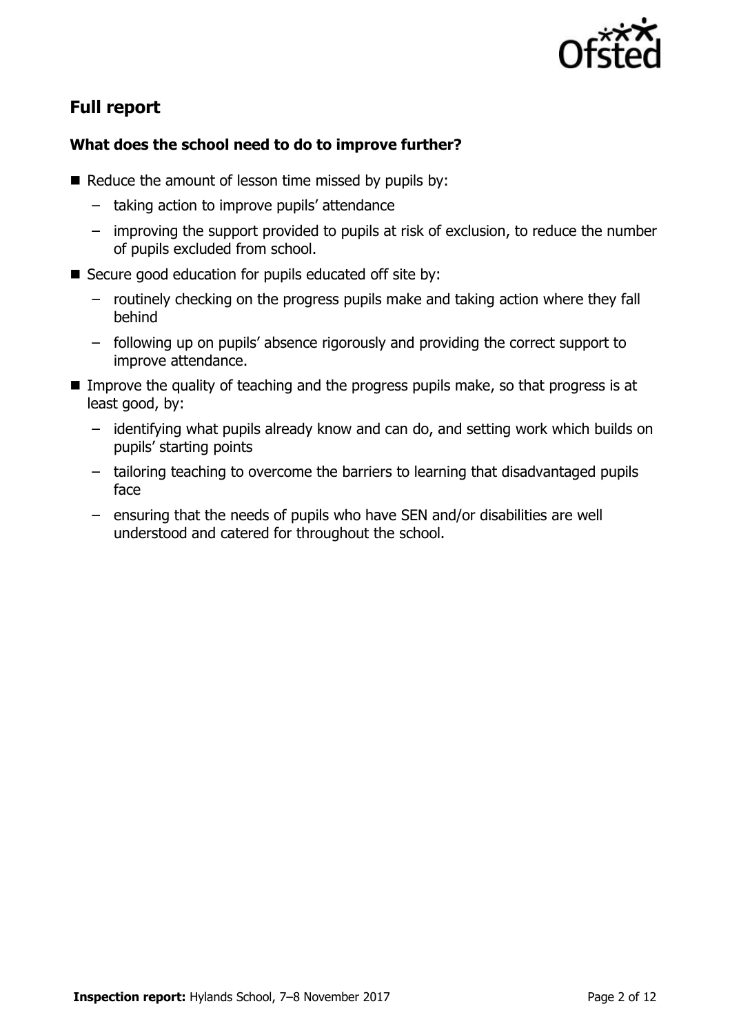## Full report

### What does the school need to do to improve further?

- Reduce the amount of lesson time missed by pupils by:
  - taking action to improve pupils' attendance
  - improving the support provided to pupils at risk of exclusion, to reduce the number of pupils excluded from school.
- Secure good education for pupils educated off site by:
  - routinely checking on the progress pupils make and taking action where they fall behind
  - following up on pupils' absence rigorously and providing the correct support to improve attendance.
- Improve the quality of teaching and the progress pupils make, so that progress is at least good, by:
  - identifying what pupils already know and can do, and setting work which builds on pupils' starting points
  - tailoring teaching to overcome the barriers to learning that disadvantaged pupils face
  - ensuring that the needs of pupils who have SEN and/or disabilities are well understood and catered for throughout the school.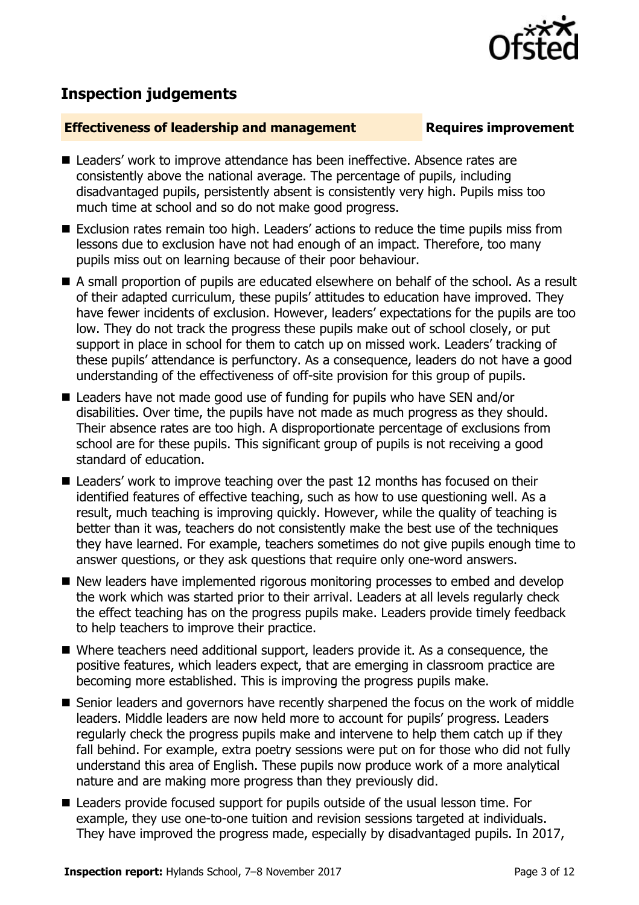## Inspection judgements

**Effectiveness of leadership and management** **Requires improvement**

- Leaders' work to improve attendance has been ineffective. Absence rates are consistently above the national average. The percentage of pupils, including disadvantaged pupils, persistently absent is consistently very high. Pupils miss too much time at school and so do not make good progress.
- Exclusion rates remain too high. Leaders' actions to reduce the time pupils miss from lessons due to exclusion have not had enough of an impact. Therefore, too many pupils miss out on learning because of their poor behaviour.
- A small proportion of pupils are educated elsewhere on behalf of the school. As a result of their adapted curriculum, these pupils' attitudes to education have improved. They have fewer incidents of exclusion. However, leaders' expectations for the pupils are too low. They do not track the progress these pupils make out of school closely, or put support in place in school for them to catch up on missed work. Leaders' tracking of these pupils' attendance is perfunctory. As a consequence, leaders do not have a good understanding of the effectiveness of off-site provision for this group of pupils.
- Leaders have not made good use of funding for pupils who have SEN and/or disabilities. Over time, the pupils have not made as much progress as they should. Their absence rates are too high. A disproportionate percentage of exclusions from school are for these pupils. This significant group of pupils is not receiving a good standard of education.
- Leaders' work to improve teaching over the past 12 months has focused on their identified features of effective teaching, such as how to use questioning well. As a result, much teaching is improving quickly. However, while the quality of teaching is better than it was, teachers do not consistently make the best use of the techniques they have learned. For example, teachers sometimes do not give pupils enough time to answer questions, or they ask questions that require only one-word answers.
- New leaders have implemented rigorous monitoring processes to embed and develop the work which was started prior to their arrival. Leaders at all levels regularly check the effect teaching has on the progress pupils make. Leaders provide timely feedback to help teachers to improve their practice.
- Where teachers need additional support, leaders provide it. As a consequence, the positive features, which leaders expect, that are emerging in classroom practice are becoming more established. This is improving the progress pupils make.
- Senior leaders and governors have recently sharpened the focus on the work of middle leaders. Middle leaders are now held more to account for pupils' progress. Leaders regularly check the progress pupils make and intervene to help them catch up if they fall behind. For example, extra poetry sessions were put on for those who did not fully understand this area of English. These pupils now produce work of a more analytical nature and are making more progress than they previously did.
- Leaders provide focused support for pupils outside of the usual lesson time. For example, they use one-to-one tuition and revision sessions targeted at individuals. They have improved the progress made, especially by disadvantaged pupils. In 2017,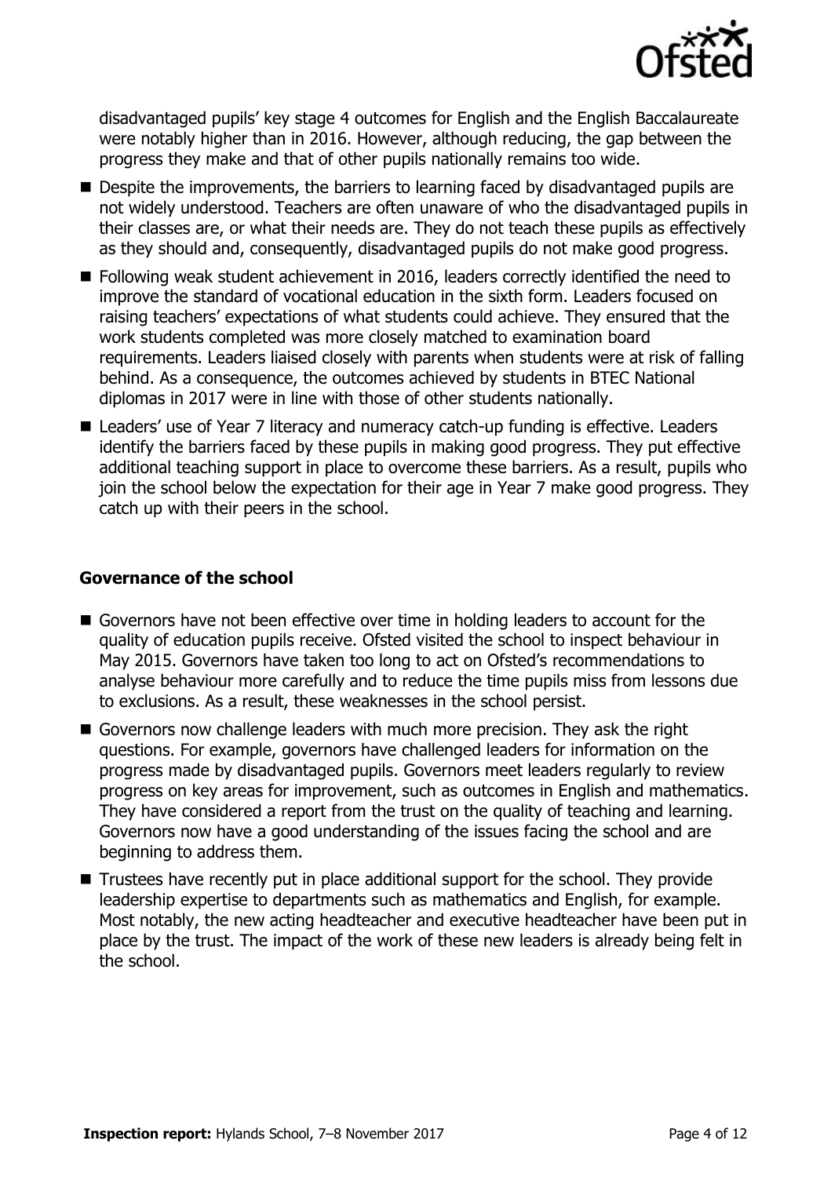disadvantaged pupils' key stage 4 outcomes for English and the English Baccalaureate were notably higher than in 2016. However, although reducing, the gap between the progress they make and that of other pupils nationally remains too wide.

- Despite the improvements, the barriers to learning faced by disadvantaged pupils are not widely understood. Teachers are often unaware of who the disadvantaged pupils in their classes are, or what their needs are. They do not teach these pupils as effectively as they should and, consequently, disadvantaged pupils do not make good progress.
- Following weak student achievement in 2016, leaders correctly identified the need to improve the standard of vocational education in the sixth form. Leaders focused on raising teachers' expectations of what students could achieve. They ensured that the work students completed was more closely matched to examination board requirements. Leaders liaised closely with parents when students were at risk of falling behind. As a consequence, the outcomes achieved by students in BTEC National diplomas in 2017 were in line with those of other students nationally.
- Leaders' use of Year 7 literacy and numeracy catch-up funding is effective. Leaders identify the barriers faced by these pupils in making good progress. They put effective additional teaching support in place to overcome these barriers. As a result, pupils who join the school below the expectation for their age in Year 7 make good progress. They catch up with their peers in the school.

### Governance of the school

- Governors have not been effective over time in holding leaders to account for the quality of education pupils receive. Ofsted visited the school to inspect behaviour in May 2015. Governors have taken too long to act on Ofsted's recommendations to analyse behaviour more carefully and to reduce the time pupils miss from lessons due to exclusions. As a result, these weaknesses in the school persist.
- Governors now challenge leaders with much more precision. They ask the right questions. For example, governors have challenged leaders for information on the progress made by disadvantaged pupils. Governors meet leaders regularly to review progress on key areas for improvement, such as outcomes in English and mathematics. They have considered a report from the trust on the quality of teaching and learning. Governors now have a good understanding of the issues facing the school and are beginning to address them.
- Trustees have recently put in place additional support for the school. They provide leadership expertise to departments such as mathematics and English, for example. Most notably, the new acting headteacher and executive headteacher have been put in place by the trust. The impact of the work of these new leaders is already being felt in the school.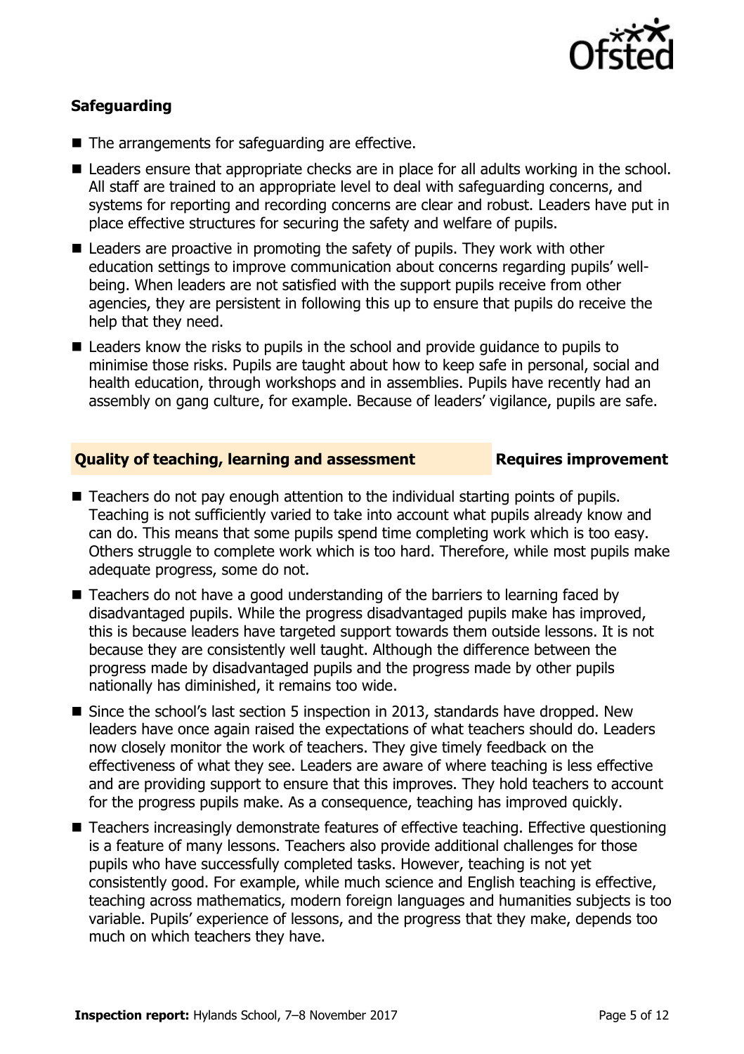### Safeguarding

- The arrangements for safeguarding are effective.
- Leaders ensure that appropriate checks are in place for all adults working in the school. All staff are trained to an appropriate level to deal with safeguarding concerns, and systems for reporting and recording concerns are clear and robust. Leaders have put in place effective structures for securing the safety and welfare of pupils.
- Leaders are proactive in promoting the safety of pupils. They work with other education settings to improve communication about concerns regarding pupils' well-being. When leaders are not satisfied with the support pupils receive from other agencies, they are persistent in following this up to ensure that pupils do receive the help that they need.
- Leaders know the risks to pupils in the school and provide guidance to pupils to minimise those risks. Pupils are taught about how to keep safe in personal, social and health education, through workshops and in assemblies. Pupils have recently had an assembly on gang culture, for example. Because of leaders' vigilance, pupils are safe.

### Quality of teaching, learning and assessment — Requires improvement

- Teachers do not pay enough attention to the individual starting points of pupils. Teaching is not sufficiently varied to take into account what pupils already know and can do. This means that some pupils spend time completing work which is too easy. Others struggle to complete work which is too hard. Therefore, while most pupils make adequate progress, some do not.
- Teachers do not have a good understanding of the barriers to learning faced by disadvantaged pupils. While the progress disadvantaged pupils make has improved, this is because leaders have targeted support towards them outside lessons. It is not because they are consistently well taught. Although the difference between the progress made by disadvantaged pupils and the progress made by other pupils nationally has diminished, it remains too wide.
- Since the school's last section 5 inspection in 2013, standards have dropped. New leaders have once again raised the expectations of what teachers should do. Leaders now closely monitor the work of teachers. They give timely feedback on the effectiveness of what they see. Leaders are aware of where teaching is less effective and are providing support to ensure that this improves. They hold teachers to account for the progress pupils make. As a consequence, teaching has improved quickly.
- Teachers increasingly demonstrate features of effective teaching. Effective questioning is a feature of many lessons. Teachers also provide additional challenges for those pupils who have successfully completed tasks. However, teaching is not yet consistently good. For example, while much science and English teaching is effective, teaching across mathematics, modern foreign languages and humanities subjects is too variable. Pupils' experience of lessons, and the progress that they make, depends too much on which teachers they have.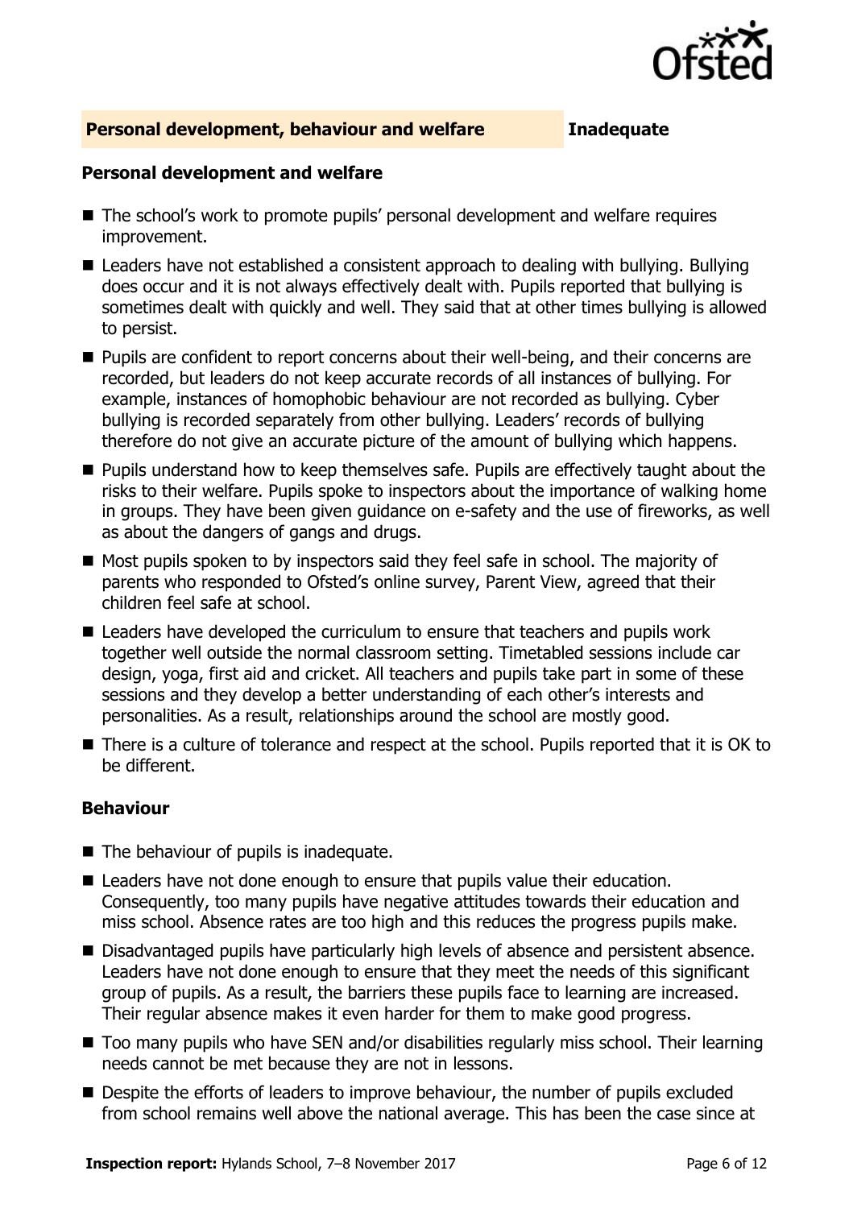## Personal development, behaviour and welfare — Inadequate

### Personal development and welfare

- The school's work to promote pupils' personal development and welfare requires improvement.
- Leaders have not established a consistent approach to dealing with bullying. Bullying does occur and it is not always effectively dealt with. Pupils reported that bullying is sometimes dealt with quickly and well. They said that at other times bullying is allowed to persist.
- Pupils are confident to report concerns about their well-being, and their concerns are recorded, but leaders do not keep accurate records of all instances of bullying. For example, instances of homophobic behaviour are not recorded as bullying. Cyber bullying is recorded separately from other bullying. Leaders' records of bullying therefore do not give an accurate picture of the amount of bullying which happens.
- Pupils understand how to keep themselves safe. Pupils are effectively taught about the risks to their welfare. Pupils spoke to inspectors about the importance of walking home in groups. They have been given guidance on e-safety and the use of fireworks, as well as about the dangers of gangs and drugs.
- Most pupils spoken to by inspectors said they feel safe in school. The majority of parents who responded to Ofsted's online survey, Parent View, agreed that their children feel safe at school.
- Leaders have developed the curriculum to ensure that teachers and pupils work together well outside the normal classroom setting. Timetabled sessions include car design, yoga, first aid and cricket. All teachers and pupils take part in some of these sessions and they develop a better understanding of each other's interests and personalities. As a result, relationships around the school are mostly good.
- There is a culture of tolerance and respect at the school. Pupils reported that it is OK to be different.

### Behaviour

- The behaviour of pupils is inadequate.
- Leaders have not done enough to ensure that pupils value their education. Consequently, too many pupils have negative attitudes towards their education and miss school. Absence rates are too high and this reduces the progress pupils make.
- Disadvantaged pupils have particularly high levels of absence and persistent absence. Leaders have not done enough to ensure that they meet the needs of this significant group of pupils. As a result, the barriers these pupils face to learning are increased. Their regular absence makes it even harder for them to make good progress.
- Too many pupils who have SEN and/or disabilities regularly miss school. Their learning needs cannot be met because they are not in lessons.
- Despite the efforts of leaders to improve behaviour, the number of pupils excluded from school remains well above the national average. This has been the case since at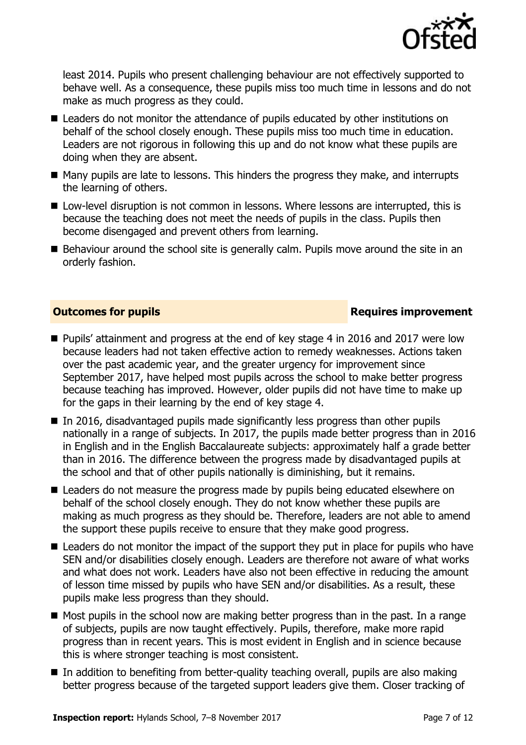least 2014. Pupils who present challenging behaviour are not effectively supported to behave well. As a consequence, these pupils miss too much time in lessons and do not make as much progress as they could.

- Leaders do not monitor the attendance of pupils educated by other institutions on behalf of the school closely enough. These pupils miss too much time in education. Leaders are not rigorous in following this up and do not know what these pupils are doing when they are absent.
- Many pupils are late to lessons. This hinders the progress they make, and interrupts the learning of others.
- Low-level disruption is not common in lessons. Where lessons are interrupted, this is because the teaching does not meet the needs of pupils in the class. Pupils then become disengaged and prevent others from learning.
- Behaviour around the school site is generally calm. Pupils move around the site in an orderly fashion.

## Outcomes for pupils — Requires improvement

- Pupils' attainment and progress at the end of key stage 4 in 2016 and 2017 were low because leaders had not taken effective action to remedy weaknesses. Actions taken over the past academic year, and the greater urgency for improvement since September 2017, have helped most pupils across the school to make better progress because teaching has improved. However, older pupils did not have time to make up for the gaps in their learning by the end of key stage 4.
- In 2016, disadvantaged pupils made significantly less progress than other pupils nationally in a range of subjects. In 2017, the pupils made better progress than in 2016 in English and in the English Baccalaureate subjects: approximately half a grade better than in 2016. The difference between the progress made by disadvantaged pupils at the school and that of other pupils nationally is diminishing, but it remains.
- Leaders do not measure the progress made by pupils being educated elsewhere on behalf of the school closely enough. They do not know whether these pupils are making as much progress as they should be. Therefore, leaders are not able to amend the support these pupils receive to ensure that they make good progress.
- Leaders do not monitor the impact of the support they put in place for pupils who have SEN and/or disabilities closely enough. Leaders are therefore not aware of what works and what does not work. Leaders have also not been effective in reducing the amount of lesson time missed by pupils who have SEN and/or disabilities. As a result, these pupils make less progress than they should.
- Most pupils in the school now are making better progress than in the past. In a range of subjects, pupils are now taught effectively. Pupils, therefore, make more rapid progress than in recent years. This is most evident in English and in science because this is where stronger teaching is most consistent.
- In addition to benefiting from better-quality teaching overall, pupils are also making better progress because of the targeted support leaders give them. Closer tracking of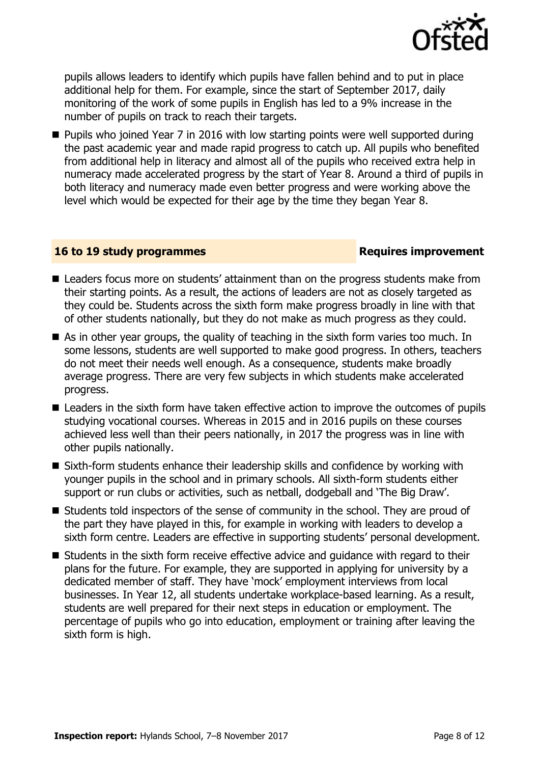pupils allows leaders to identify which pupils have fallen behind and to put in place additional help for them. For example, since the start of September 2017, daily monitoring of the work of some pupils in English has led to a 9% increase in the number of pupils on track to reach their targets.

- Pupils who joined Year 7 in 2016 with low starting points were well supported during the past academic year and made rapid progress to catch up. All pupils who benefited from additional help in literacy and almost all of the pupils who received extra help in numeracy made accelerated progress by the start of Year 8. Around a third of pupils in both literacy and numeracy made even better progress and were working above the level which would be expected for their age by the time they began Year 8.

## 16 to 19 study programmes — Requires improvement

- Leaders focus more on students' attainment than on the progress students make from their starting points. As a result, the actions of leaders are not as closely targeted as they could be. Students across the sixth form make progress broadly in line with that of other students nationally, but they do not make as much progress as they could.
- As in other year groups, the quality of teaching in the sixth form varies too much. In some lessons, students are well supported to make good progress. In others, teachers do not meet their needs well enough. As a consequence, students make broadly average progress. There are very few subjects in which students make accelerated progress.
- Leaders in the sixth form have taken effective action to improve the outcomes of pupils studying vocational courses. Whereas in 2015 and in 2016 pupils on these courses achieved less well than their peers nationally, in 2017 the progress was in line with other pupils nationally.
- Sixth-form students enhance their leadership skills and confidence by working with younger pupils in the school and in primary schools. All sixth-form students either support or run clubs or activities, such as netball, dodgeball and 'The Big Draw'.
- Students told inspectors of the sense of community in the school. They are proud of the part they have played in this, for example in working with leaders to develop a sixth form centre. Leaders are effective in supporting students' personal development.
- Students in the sixth form receive effective advice and guidance with regard to their plans for the future. For example, they are supported in applying for university by a dedicated member of staff. They have 'mock' employment interviews from local businesses. In Year 12, all students undertake workplace-based learning. As a result, students are well prepared for their next steps in education or employment. The percentage of pupils who go into education, employment or training after leaving the sixth form is high.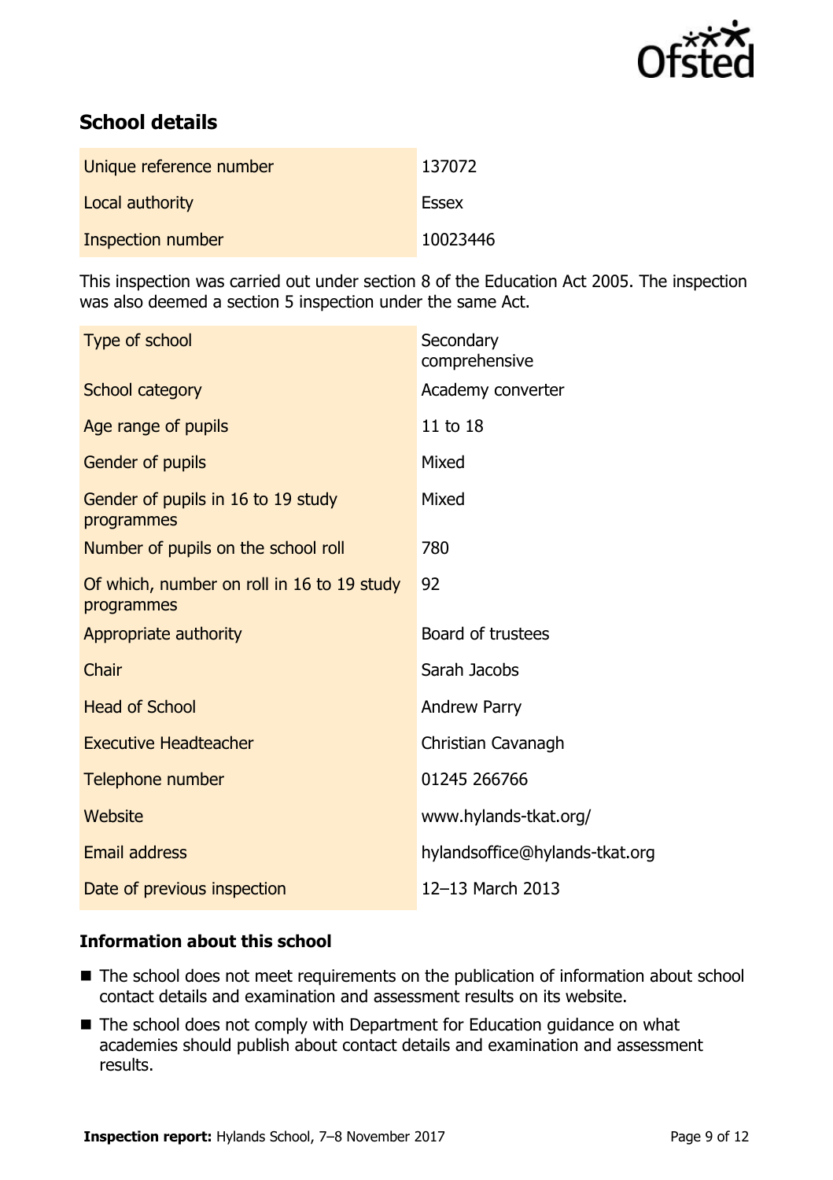## School details

| Unique reference number | 137072 |
|---|---|
| Local authority | Essex |
| Inspection number | 10023446 |

This inspection was carried out under section 8 of the Education Act 2005. The inspection was also deemed a section 5 inspection under the same Act.

| Type of school | Secondary comprehensive |
|---|---|
| School category | Academy converter |
| Age range of pupils | 11 to 18 |
| Gender of pupils | Mixed |
| Gender of pupils in 16 to 19 study programmes | Mixed |
| Number of pupils on the school roll | 780 |
| Of which, number on roll in 16 to 19 study programmes | 92 |
| Appropriate authority | Board of trustees |
| Chair | Sarah Jacobs |
| Head of School | Andrew Parry |
| Executive Headteacher | Christian Cavanagh |
| Telephone number | 01245 266766 |
| Website | www.hylands-tkat.org/ |
| Email address | hylandsoffice@hylands-tkat.org |
| Date of previous inspection | 12–13 March 2013 |

### Information about this school

- The school does not meet requirements on the publication of information about school contact details and examination and assessment results on its website.
- The school does not comply with Department for Education guidance on what academies should publish about contact details and examination and assessment results.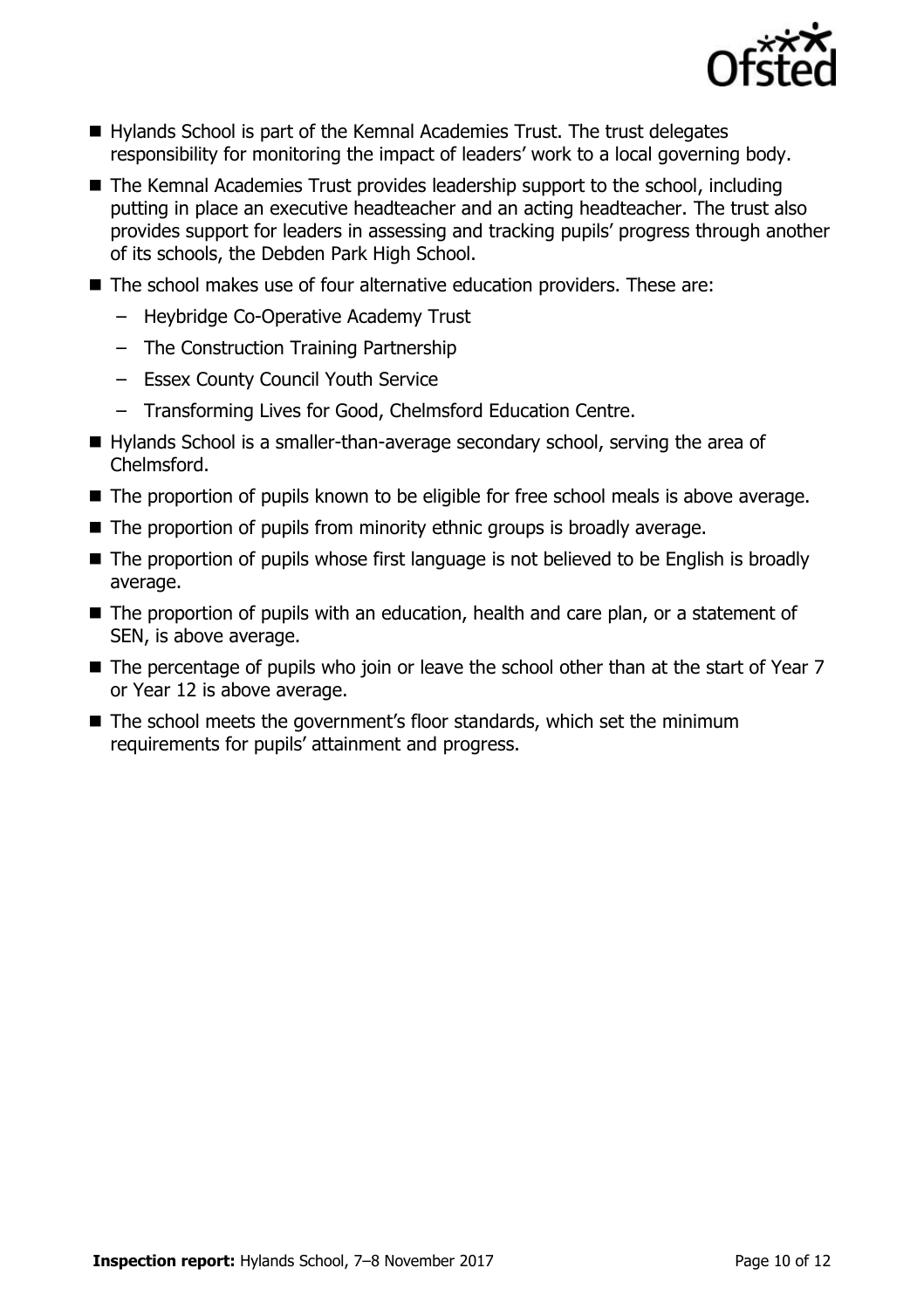- Hylands School is part of the Kemnal Academies Trust. The trust delegates responsibility for monitoring the impact of leaders' work to a local governing body.
- The Kemnal Academies Trust provides leadership support to the school, including putting in place an executive headteacher and an acting headteacher. The trust also provides support for leaders in assessing and tracking pupils' progress through another of its schools, the Debden Park High School.
- The school makes use of four alternative education providers. These are:
  - Heybridge Co-Operative Academy Trust
  - The Construction Training Partnership
  - Essex County Council Youth Service
  - Transforming Lives for Good, Chelmsford Education Centre.
- Hylands School is a smaller-than-average secondary school, serving the area of Chelmsford.
- The proportion of pupils known to be eligible for free school meals is above average.
- The proportion of pupils from minority ethnic groups is broadly average.
- The proportion of pupils whose first language is not believed to be English is broadly average.
- The proportion of pupils with an education, health and care plan, or a statement of SEN, is above average.
- The percentage of pupils who join or leave the school other than at the start of Year 7 or Year 12 is above average.
- The school meets the government's floor standards, which set the minimum requirements for pupils' attainment and progress.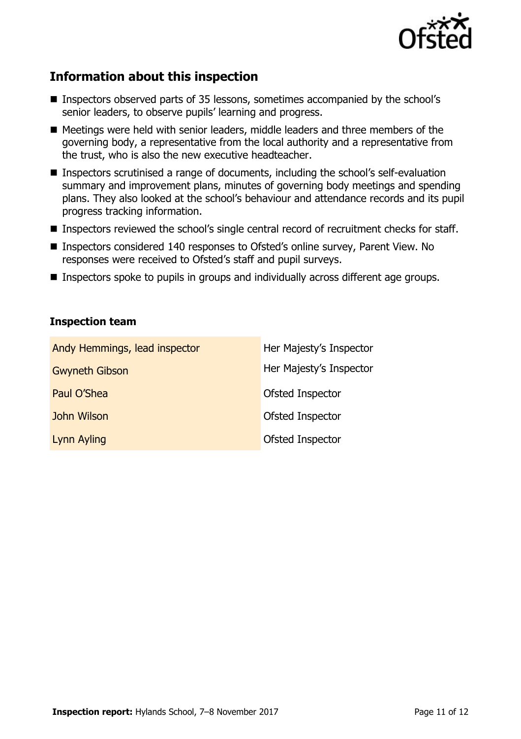## Information about this inspection

- Inspectors observed parts of 35 lessons, sometimes accompanied by the school's senior leaders, to observe pupils' learning and progress.
- Meetings were held with senior leaders, middle leaders and three members of the governing body, a representative from the local authority and a representative from the trust, who is also the new executive headteacher.
- Inspectors scrutinised a range of documents, including the school's self-evaluation summary and improvement plans, minutes of governing body meetings and spending plans. They also looked at the school's behaviour and attendance records and its pupil progress tracking information.
- Inspectors reviewed the school's single central record of recruitment checks for staff.
- Inspectors considered 140 responses to Ofsted's online survey, Parent View. No responses were received to Ofsted's staff and pupil surveys.
- Inspectors spoke to pupils in groups and individually across different age groups.

### Inspection team

| | |
|---|---|
| Andy Hemmings, lead inspector | Her Majesty's Inspector |
| Gwyneth Gibson | Her Majesty's Inspector |
| Paul O'Shea | Ofsted Inspector |
| John Wilson | Ofsted Inspector |
| Lynn Ayling | Ofsted Inspector |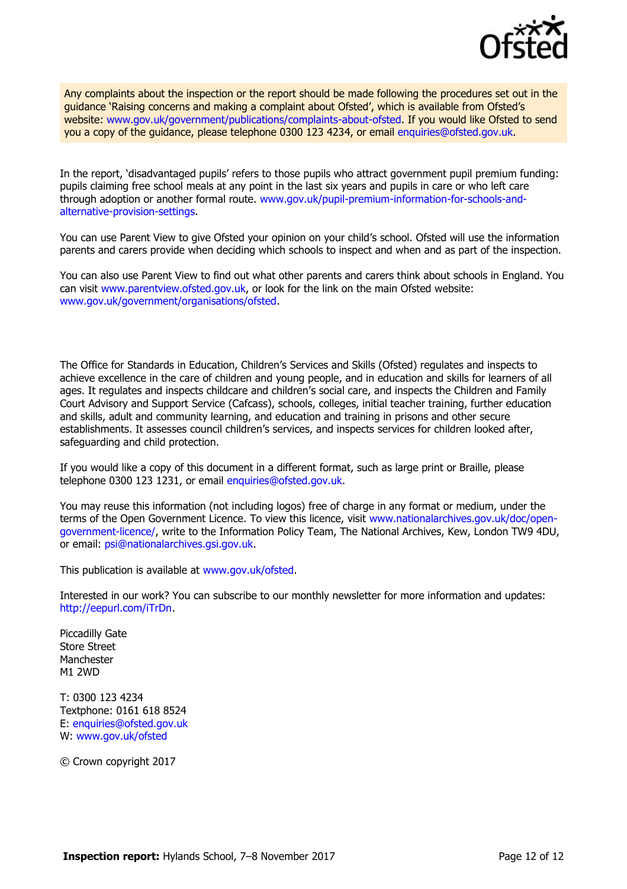Any complaints about the inspection or the report should be made following the procedures set out in the guidance 'Raising concerns and making a complaint about Ofsted', which is available from Ofsted's website: www.gov.uk/government/publications/complaints-about-ofsted. If you would like Ofsted to send you a copy of the guidance, please telephone 0300 123 4234, or email enquiries@ofsted.gov.uk.

In the report, 'disadvantaged pupils' refers to those pupils who attract government pupil premium funding: pupils claiming free school meals at any point in the last six years and pupils in care or who left care through adoption or another formal route. www.gov.uk/pupil-premium-information-for-schools-and-alternative-provision-settings.

You can use Parent View to give Ofsted your opinion on your child's school. Ofsted will use the information parents and carers provide when deciding which schools to inspect and when and as part of the inspection.

You can also use Parent View to find out what other parents and carers think about schools in England. You can visit www.parentview.ofsted.gov.uk, or look for the link on the main Ofsted website: www.gov.uk/government/organisations/ofsted.

The Office for Standards in Education, Children's Services and Skills (Ofsted) regulates and inspects to achieve excellence in the care of children and young people, and in education and skills for learners of all ages. It regulates and inspects childcare and children's social care, and inspects the Children and Family Court Advisory and Support Service (Cafcass), schools, colleges, initial teacher training, further education and skills, adult and community learning, and education and training in prisons and other secure establishments. It assesses council children's services, and inspects services for children looked after, safeguarding and child protection.

If you would like a copy of this document in a different format, such as large print or Braille, please telephone 0300 123 1231, or email enquiries@ofsted.gov.uk.

You may reuse this information (not including logos) free of charge in any format or medium, under the terms of the Open Government Licence. To view this licence, visit www.nationalarchives.gov.uk/doc/open-government-licence/, write to the Information Policy Team, The National Archives, Kew, London TW9 4DU, or email: psi@nationalarchives.gsi.gov.uk.

This publication is available at www.gov.uk/ofsted.

Interested in our work? You can subscribe to our monthly newsletter for more information and updates: http://eepurl.com/iTrDn.

Piccadilly Gate
Store Street
Manchester
M1 2WD

T: 0300 123 4234
Textphone: 0161 618 8524
E: enquiries@ofsted.gov.uk
W: www.gov.uk/ofsted

© Crown copyright 2017